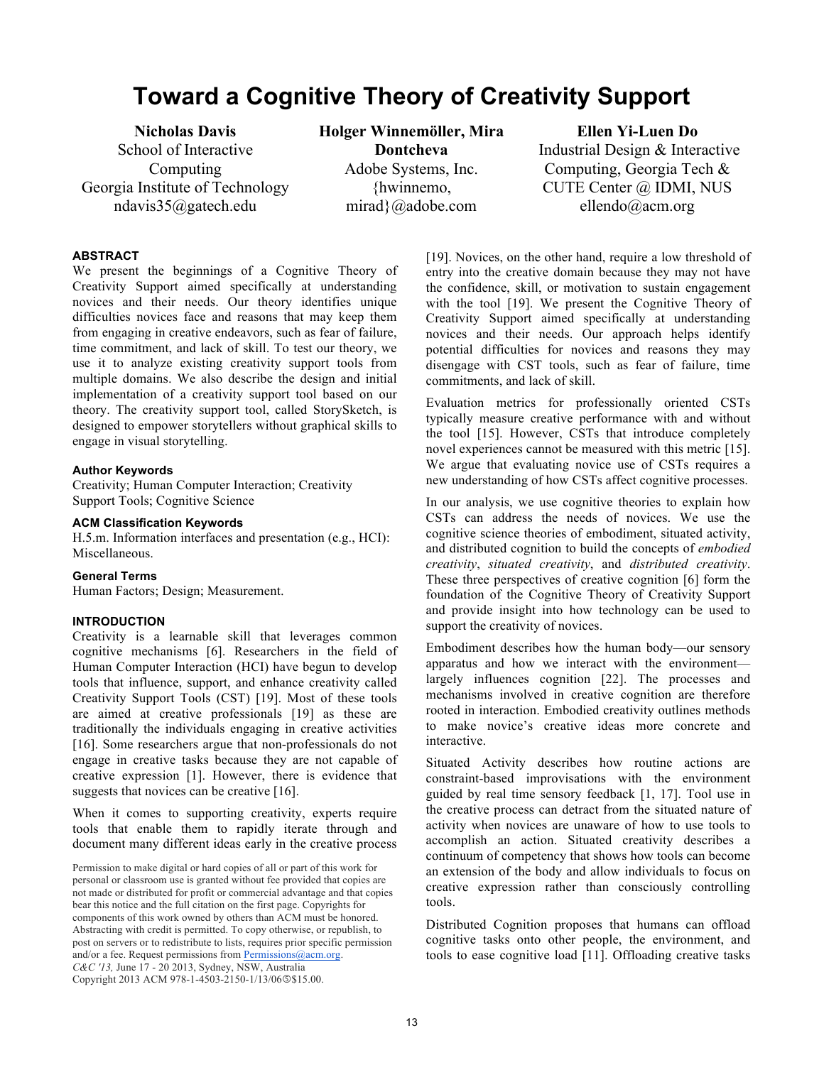# Toward a Cognitive Theory of Creativity Support

**Nicholas Davis**
School of Interactive Computing
Georgia Institute of Technology
ndavis35@gatech.edu

**Holger Winnemöller, Mira Dontcheva**
Adobe Systems, Inc.
{hwinnemo, mirad}@adobe.com

**Ellen Yi-Luen Do**
Industrial Design & Interactive Computing, Georgia Tech & CUTE Center @ IDMI, NUS
ellendo@acm.org

## ABSTRACT

We present the beginnings of a Cognitive Theory of Creativity Support aimed specifically at understanding novices and their needs. Our theory identifies unique difficulties novices face and reasons that may keep them from engaging in creative endeavors, such as fear of failure, time commitment, and lack of skill. To test our theory, we use it to analyze existing creativity support tools from multiple domains. We also describe the design and initial implementation of a creativity support tool based on our theory. The creativity support tool, called StorySketch, is designed to empower storytellers without graphical skills to engage in visual storytelling.

### Author Keywords

Creativity; Human Computer Interaction; Creativity Support Tools; Cognitive Science

### ACM Classification Keywords

H.5.m. Information interfaces and presentation (e.g., HCI): Miscellaneous.

### General Terms

Human Factors; Design; Measurement.

## INTRODUCTION

Creativity is a learnable skill that leverages common cognitive mechanisms [6]. Researchers in the field of Human Computer Interaction (HCI) have begun to develop tools that influence, support, and enhance creativity called Creativity Support Tools (CST) [19]. Most of these tools are aimed at creative professionals [19] as these are traditionally the individuals engaging in creative activities [16]. Some researchers argue that non-professionals do not engage in creative tasks because they are not capable of creative expression [1]. However, there is evidence that suggests that novices can be creative [16].

When it comes to supporting creativity, experts require tools that enable them to rapidly iterate through and document many different ideas early in the creative process [19]. Novices, on the other hand, require a low threshold of entry into the creative domain because they may not have the confidence, skill, or motivation to sustain engagement with the tool [19]. We present the Cognitive Theory of Creativity Support aimed specifically at understanding novices and their needs. Our approach helps identify potential difficulties for novices and reasons they may disengage with CST tools, such as fear of failure, time commitments, and lack of skill.

Evaluation metrics for professionally oriented CSTs typically measure creative performance with and without the tool [15]. However, CSTs that introduce completely novel experiences cannot be measured with this metric [15]. We argue that evaluating novice use of CSTs requires a new understanding of how CSTs affect cognitive processes.

In our analysis, we use cognitive theories to explain how CSTs can address the needs of novices. We use the cognitive science theories of embodiment, situated activity, and distributed cognition to build the concepts of *embodied creativity*, *situated creativity*, and *distributed creativity*. These three perspectives of creative cognition [6] form the foundation of the Cognitive Theory of Creativity Support and provide insight into how technology can be used to support the creativity of novices.

Embodiment describes how the human body—our sensory apparatus and how we interact with the environment—largely influences cognition [22]. The processes and mechanisms involved in creative cognition are therefore rooted in interaction. Embodied creativity outlines methods to make novice's creative ideas more concrete and interactive.

Situated Activity describes how routine actions are constraint-based improvisations with the environment guided by real time sensory feedback [1, 17]. Tool use in the creative process can detract from the situated nature of activity when novices are unaware of how to use tools to accomplish an action. Situated creativity describes a continuum of competency that shows how tools can become an extension of the body and allow individuals to focus on creative expression rather than consciously controlling tools.

Distributed Cognition proposes that humans can offload cognitive tasks onto other people, the environment, and tools to ease cognitive load [11]. Offloading creative tasks

Permission to make digital or hard copies of all or part of this work for personal or classroom use is granted without fee provided that copies are not made or distributed for profit or commercial advantage and that copies bear this notice and the full citation on the first page. Copyrights for components of this work owned by others than ACM must be honored. Abstracting with credit is permitted. To copy otherwise, or republish, to post on servers or to redistribute to lists, requires prior specific permission and/or a fee. Request permissions from Permissions@acm.org.
*C&C '13,* June 17 - 20 2013, Sydney, NSW, Australia
Copyright 2013 ACM 978-1-4503-2150-1/13/06\$15.00.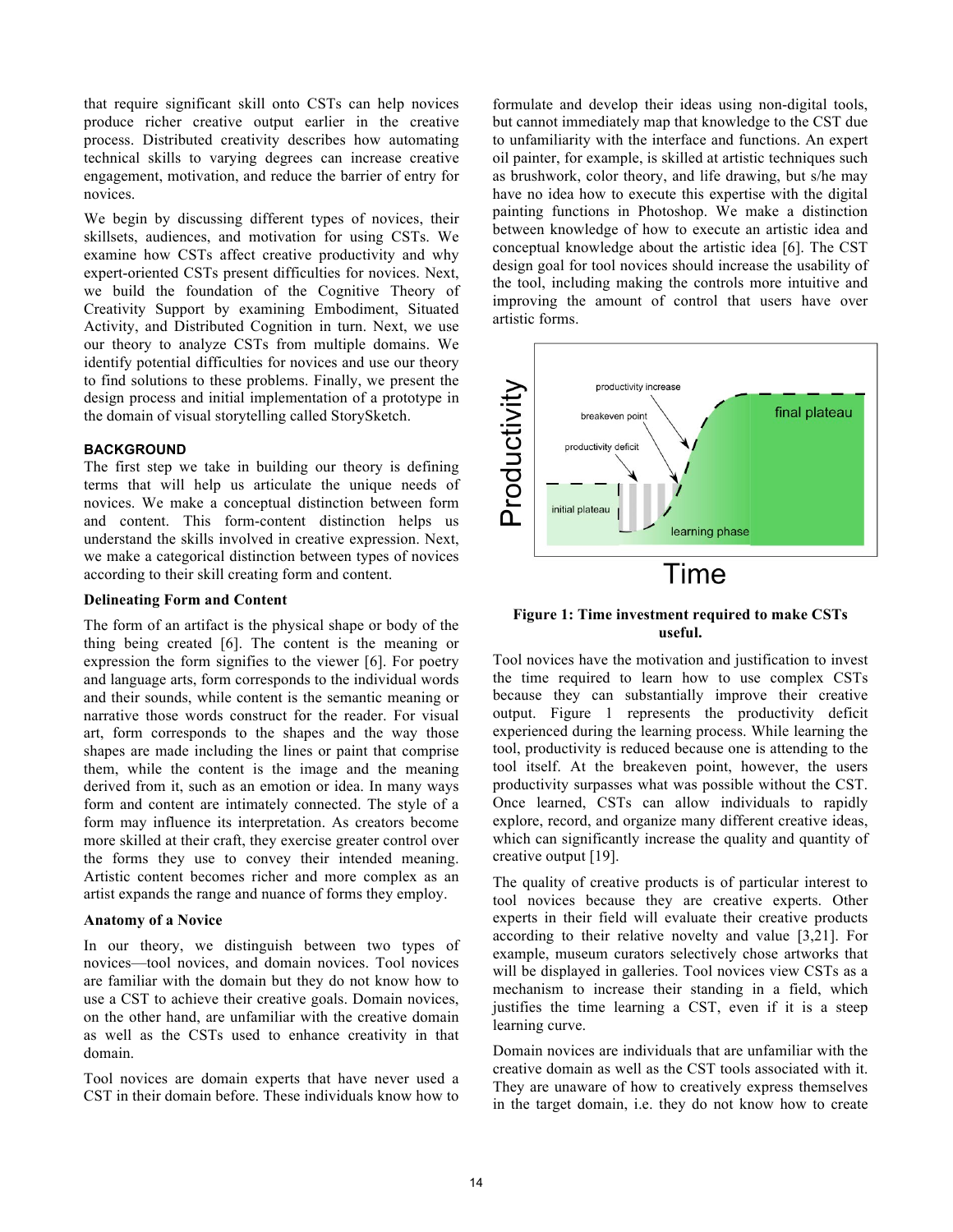that require significant skill onto CSTs can help novices produce richer creative output earlier in the creative process. Distributed creativity describes how automating technical skills to varying degrees can increase creative engagement, motivation, and reduce the barrier of entry for novices.

We begin by discussing different types of novices, their skillsets, audiences, and motivation for using CSTs. We examine how CSTs affect creative productivity and why expert-oriented CSTs present difficulties for novices. Next, we build the foundation of the Cognitive Theory of Creativity Support by examining Embodiment, Situated Activity, and Distributed Cognition in turn. Next, we use our theory to analyze CSTs from multiple domains. We identify potential difficulties for novices and use our theory to find solutions to these problems. Finally, we present the design process and initial implementation of a prototype in the domain of visual storytelling called StorySketch.

## BACKGROUND

The first step we take in building our theory is defining terms that will help us articulate the unique needs of novices. We make a conceptual distinction between form and content. This form-content distinction helps us understand the skills involved in creative expression. Next, we make a categorical distinction between types of novices according to their skill creating form and content.

### Delineating Form and Content

The form of an artifact is the physical shape or body of the thing being created [6]. The content is the meaning or expression the form signifies to the viewer [6]. For poetry and language arts, form corresponds to the individual words and their sounds, while content is the semantic meaning or narrative those words construct for the reader. For visual art, form corresponds to the shapes and the way those shapes are made including the lines or paint that comprise them, while the content is the image and the meaning derived from it, such as an emotion or idea. In many ways form and content are intimately connected. The style of a form may influence its interpretation. As creators become more skilled at their craft, they exercise greater control over the forms they use to convey their intended meaning. Artistic content becomes richer and more complex as an artist expands the range and nuance of forms they employ.

### Anatomy of a Novice

In our theory, we distinguish between two types of novices—tool novices, and domain novices. Tool novices are familiar with the domain but they do not know how to use a CST to achieve their creative goals. Domain novices, on the other hand, are unfamiliar with the creative domain as well as the CSTs used to enhance creativity in that domain.

Tool novices are domain experts that have never used a CST in their domain before. These individuals know how to formulate and develop their ideas using non-digital tools, but cannot immediately map that knowledge to the CST due to unfamiliarity with the interface and functions. An expert oil painter, for example, is skilled at artistic techniques such as brushwork, color theory, and life drawing, but s/he may have no idea how to execute this expertise with the digital painting functions in Photoshop. We make a distinction between knowledge of how to execute an artistic idea and conceptual knowledge about the artistic idea [6]. The CST design goal for tool novices should increase the usability of the tool, including making the controls more intuitive and improving the amount of control that users have over artistic forms.

**Figure 1: Time investment required to make CSTs useful.**

Tool novices have the motivation and justification to invest the time required to learn how to use complex CSTs because they can substantially improve their creative output. Figure 1 represents the productivity deficit experienced during the learning process. While learning the tool, productivity is reduced because one is attending to the tool itself. At the breakeven point, however, the users productivity surpasses what was possible without the CST. Once learned, CSTs can allow individuals to rapidly explore, record, and organize many different creative ideas, which can significantly increase the quality and quantity of creative output [19].

The quality of creative products is of particular interest to tool novices because they are creative experts. Other experts in their field will evaluate their creative products according to their relative novelty and value [3,21]. For example, museum curators selectively chose artworks that will be displayed in galleries. Tool novices view CSTs as a mechanism to increase their standing in a field, which justifies the time learning a CST, even if it is a steep learning curve.

Domain novices are individuals that are unfamiliar with the creative domain as well as the CST tools associated with it. They are unaware of how to creatively express themselves in the target domain, i.e. they do not know how to create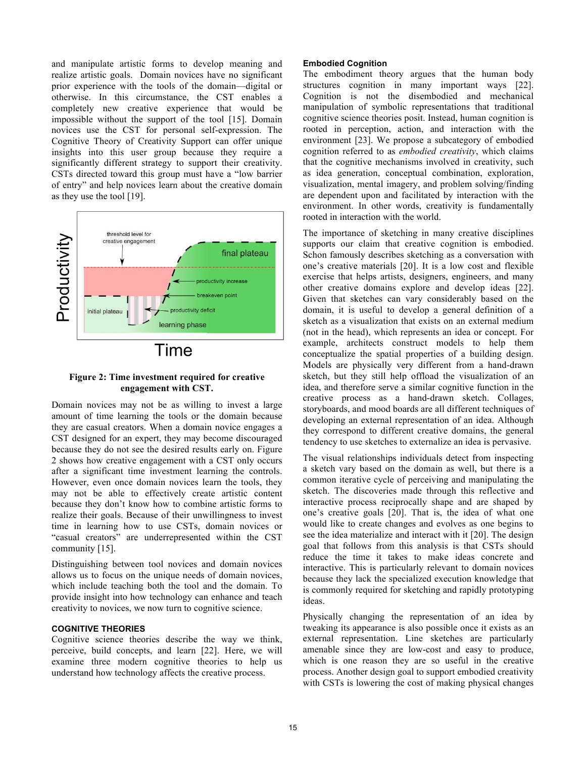and manipulate artistic forms to develop meaning and realize artistic goals. Domain novices have no significant prior experience with the tools of the domain—digital or otherwise. In this circumstance, the CST enables a completely new creative experience that would be impossible without the support of the tool [15]. Domain novices use the CST for personal self-expression. The Cognitive Theory of Creativity Support can offer unique insights into this user group because they require a significantly different strategy to support their creativity. CSTs directed toward this group must have a "low barrier of entry" and help novices learn about the creative domain as they use the tool [19].

**Figure 2: Time investment required for creative engagement with CST.**

Domain novices may not be as willing to invest a large amount of time learning the tools or the domain because they are casual creators. When a domain novice engages a CST designed for an expert, they may become discouraged because they do not see the desired results early on. Figure 2 shows how creative engagement with a CST only occurs after a significant time investment learning the controls. However, even once domain novices learn the tools, they may not be able to effectively create artistic content because they don't know how to combine artistic forms to realize their goals. Because of their unwillingness to invest time in learning how to use CSTs, domain novices or "casual creators" are underrepresented within the CST community [15].

Distinguishing between tool novices and domain novices allows us to focus on the unique needs of domain novices, which include teaching both the tool and the domain. To provide insight into how technology can enhance and teach creativity to novices, we now turn to cognitive science.

## COGNITIVE THEORIES

Cognitive science theories describe the way we think, perceive, build concepts, and learn [22]. Here, we will examine three modern cognitive theories to help us understand how technology affects the creative process.

### Embodied Cognition

The embodiment theory argues that the human body structures cognition in many important ways [22]. Cognition is not the disembodied and mechanical manipulation of symbolic representations that traditional cognitive science theories posit. Instead, human cognition is rooted in perception, action, and interaction with the environment [23]. We propose a subcategory of embodied cognition referred to as *embodied creativity*, which claims that the cognitive mechanisms involved in creativity, such as idea generation, conceptual combination, exploration, visualization, mental imagery, and problem solving/finding are dependent upon and facilitated by interaction with the environment. In other words, creativity is fundamentally rooted in interaction with the world.

The importance of sketching in many creative disciplines supports our claim that creative cognition is embodied. Schon famously describes sketching as a conversation with one's creative materials [20]. It is a low cost and flexible exercise that helps artists, designers, engineers, and many other creative domains explore and develop ideas [22]. Given that sketches can vary considerably based on the domain, it is useful to develop a general definition of a sketch as a visualization that exists on an external medium (not in the head), which represents an idea or concept. For example, architects construct models to help them conceptualize the spatial properties of a building design. Models are physically very different from a hand-drawn sketch, but they still help offload the visualization of an idea, and therefore serve a similar cognitive function in the creative process as a hand-drawn sketch. Collages, storyboards, and mood boards are all different techniques of developing an external representation of an idea. Although they correspond to different creative domains, the general tendency to use sketches to externalize an idea is pervasive.

The visual relationships individuals detect from inspecting a sketch vary based on the domain as well, but there is a common iterative cycle of perceiving and manipulating the sketch. The discoveries made through this reflective and interactive process reciprocally shape and are shaped by one's creative goals [20]. That is, the idea of what one would like to create changes and evolves as one begins to see the idea materialize and interact with it [20]. The design goal that follows from this analysis is that CSTs should reduce the time it takes to make ideas concrete and interactive. This is particularly relevant to domain novices because they lack the specialized execution knowledge that is commonly required for sketching and rapidly prototyping ideas.

Physically changing the representation of an idea by tweaking its appearance is also possible once it exists as an external representation. Line sketches are particularly amenable since they are low-cost and easy to produce, which is one reason they are so useful in the creative process. Another design goal to support embodied creativity with CSTs is lowering the cost of making physical changes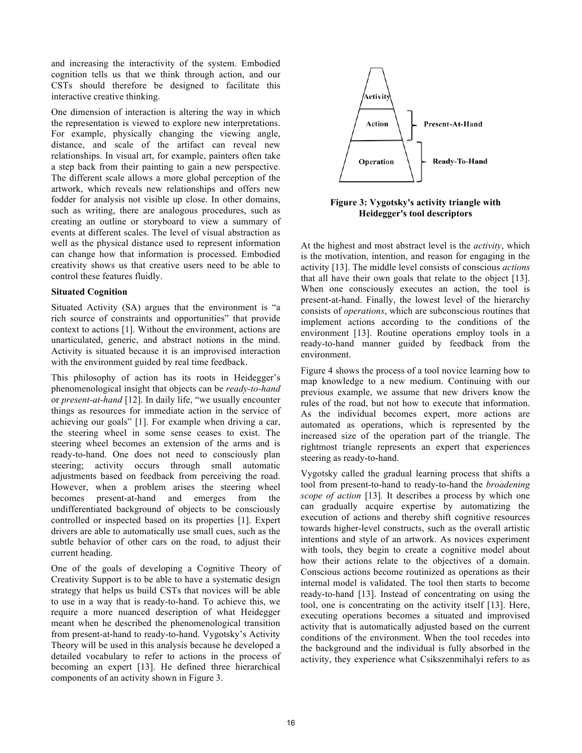and increasing the interactivity of the system. Embodied cognition tells us that we think through action, and our CSTs should therefore be designed to facilitate this interactive creative thinking.

One dimension of interaction is altering the way in which the representation is viewed to explore new interpretations. For example, physically changing the viewing angle, distance, and scale of the artifact can reveal new relationships. In visual art, for example, painters often take a step back from their painting to gain a new perspective. The different scale allows a more global perception of the artwork, which reveals new relationships and offers new fodder for analysis not visible up close. In other domains, such as writing, there are analogous procedures, such as creating an outline or storyboard to view a summary of events at different scales. The level of visual abstraction as well as the physical distance used to represent information can change how that information is processed. Embodied creativity shows us that creative users need to be able to control these features fluidly.

**Situated Cognition**

Situated Activity (SA) argues that the environment is "a rich source of constraints and opportunities" that provide context to actions [1]. Without the environment, actions are unarticulated, generic, and abstract notions in the mind. Activity is situated because it is an improvised interaction with the environment guided by real time feedback.

This philosophy of action has its roots in Heidegger's phenomenological insight that objects can be *ready-to-hand* or *present-at-hand* [12]. In daily life, "we usually encounter things as resources for immediate action in the service of achieving our goals" [1]. For example when driving a car, the steering wheel in some sense ceases to exist. The steering wheel becomes an extension of the arms and is ready-to-hand. One does not need to consciously plan steering; activity occurs through small automatic adjustments based on feedback from perceiving the road. However, when a problem arises the steering wheel becomes present-at-hand and emerges from the undifferentiated background of objects to be consciously controlled or inspected based on its properties [1]. Expert drivers are able to automatically use small cues, such as the subtle behavior of other cars on the road, to adjust their current heading.

One of the goals of developing a Cognitive Theory of Creativity Support is to be able to have a systematic design strategy that helps us build CSTs that novices will be able to use in a way that is ready-to-hand. To achieve this, we require a more nuanced description of what Heidegger meant when he described the phenomenological transition from present-at-hand to ready-to-hand. Vygotsky's Activity Theory will be used in this analysis because he developed a detailed vocabulary to refer to actions in the process of becoming an expert [13]. He defined three hierarchical components of an activity shown in Figure 3.

Activity

Action — Present-At-Hand

Operation — Ready-To-Hand

**Figure 3: Vygotsky's activity triangle with Heidegger's tool descriptors**

At the highest and most abstract level is the *activity*, which is the motivation, intention, and reason for engaging in the activity [13]. The middle level consists of conscious *actions* that all have their own goals that relate to the object [13]. When one consciously executes an action, the tool is present-at-hand. Finally, the lowest level of the hierarchy consists of *operations*, which are subconscious routines that implement actions according to the conditions of the environment [13]. Routine operations employ tools in a ready-to-hand manner guided by feedback from the environment.

Figure 4 shows the process of a tool novice learning how to map knowledge to a new medium. Continuing with our previous example, we assume that new drivers know the rules of the road, but not how to execute that information. As the individual becomes expert, more actions are automated as operations, which is represented by the increased size of the operation part of the triangle. The rightmost triangle represents an expert that experiences steering as ready-to-hand.

Vygotsky called the gradual learning process that shifts a tool from present-to-hand to ready-to-hand the *broadening scope of action* [13]. It describes a process by which one can gradually acquire expertise by automatizing the execution of actions and thereby shift cognitive resources towards higher-level constructs, such as the overall artistic intentions and style of an artwork. As novices experiment with tools, they begin to create a cognitive model about how their actions relate to the objectives of a domain. Conscious actions become routinized as operations as their internal model is validated. The tool then starts to become ready-to-hand [13]. Instead of concentrating on using the tool, one is concentrating on the activity itself [13]. Here, executing operations becomes a situated and improvised activity that is automatically adjusted based on the current conditions of the environment. When the tool recedes into the background and the individual is fully absorbed in the activity, they experience what Csikszenmihalyi refers to as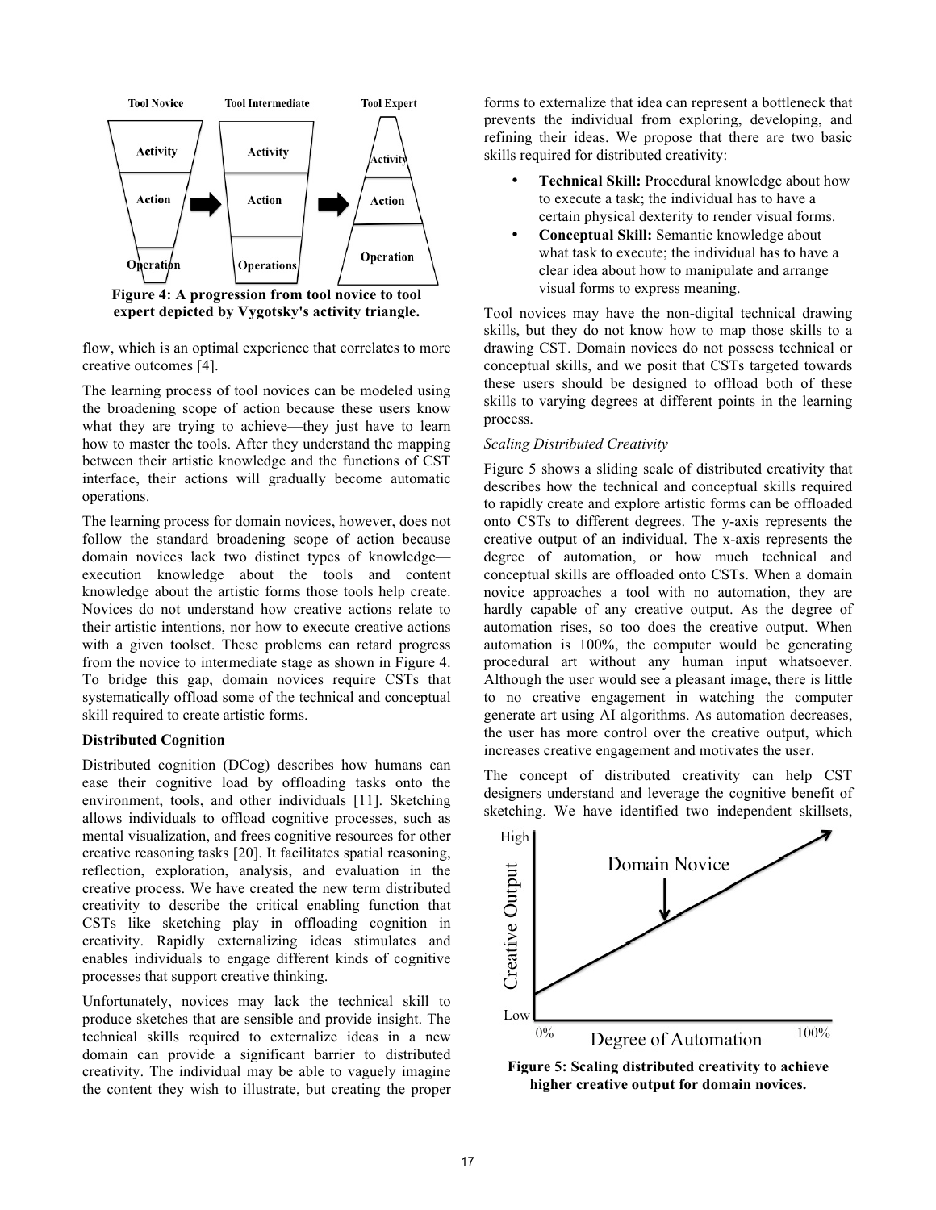Figure 4: A progression from tool novice to tool expert depicted by Vygotsky's activity triangle.

flow, which is an optimal experience that correlates to more creative outcomes [4].

The learning process of tool novices can be modeled using the broadening scope of action because these users know what they are trying to achieve—they just have to learn how to master the tools. After they understand the mapping between their artistic knowledge and the functions of CST interface, their actions will gradually become automatic operations.

The learning process for domain novices, however, does not follow the standard broadening scope of action because domain novices lack two distinct types of knowledge—execution knowledge about the tools and content knowledge about the artistic forms those tools help create. Novices do not understand how creative actions relate to their artistic intentions, nor how to execute creative actions with a given toolset. These problems can retard progress from the novice to intermediate stage as shown in Figure 4. To bridge this gap, domain novices require CSTs that systematically offload some of the technical and conceptual skill required to create artistic forms.

**Distributed Cognition**

Distributed cognition (DCog) describes how humans can ease their cognitive load by offloading tasks onto the environment, tools, and other individuals [11]. Sketching allows individuals to offload cognitive processes, such as mental visualization, and frees cognitive resources for other creative reasoning tasks [20]. It facilitates spatial reasoning, reflection, exploration, analysis, and evaluation in the creative process. We have created the new term distributed creativity to describe the critical enabling function that CSTs like sketching play in offloading cognition in creativity. Rapidly externalizing ideas stimulates and enables individuals to engage different kinds of cognitive processes that support creative thinking.

Unfortunately, novices may lack the technical skill to produce sketches that are sensible and provide insight. The technical skills required to externalize ideas in a new domain can provide a significant barrier to distributed creativity. The individual may be able to vaguely imagine the content they wish to illustrate, but creating the proper forms to externalize that idea can represent a bottleneck that prevents the individual from exploring, developing, and refining their ideas. We propose that there are two basic skills required for distributed creativity:

- **Technical Skill:** Procedural knowledge about how to execute a task; the individual has to have a certain physical dexterity to render visual forms.
- **Conceptual Skill:** Semantic knowledge about what task to execute; the individual has to have a clear idea about how to manipulate and arrange visual forms to express meaning.

Tool novices may have the non-digital technical drawing skills, but they do not know how to map those skills to a drawing CST. Domain novices do not possess technical or conceptual skills, and we posit that CSTs targeted towards these users should be designed to offload both of these skills to varying degrees at different points in the learning process.

*Scaling Distributed Creativity*

Figure 5 shows a sliding scale of distributed creativity that describes how the technical and conceptual skills required to rapidly create and explore artistic forms can be offloaded onto CSTs to different degrees. The y-axis represents the creative output of an individual. The x-axis represents the degree of automation, or how much technical and conceptual skills are offloaded onto CSTs. When a domain novice approaches a tool with no automation, they are hardly capable of any creative output. As the degree of automation rises, so too does the creative output. When automation is 100%, the computer would be generating procedural art without any human input whatsoever. Although the user would see a pleasant image, there is little to no creative engagement in watching the computer generate art using AI algorithms. As automation decreases, the user has more control over the creative output, which increases creative engagement and motivates the user.

The concept of distributed creativity can help CST designers understand and leverage the cognitive benefit of sketching. We have identified two independent skillsets,

Figure 5: Scaling distributed creativity to achieve higher creative output for domain novices.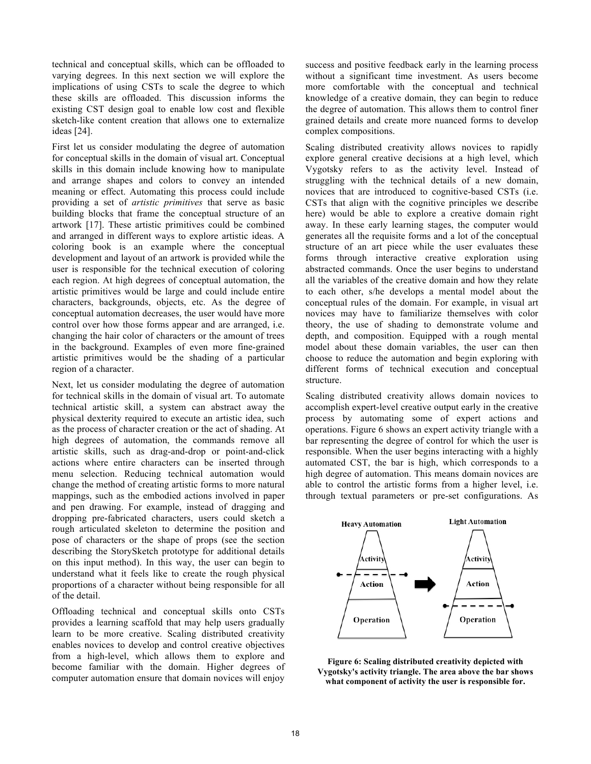technical and conceptual skills, which can be offloaded to varying degrees. In this next section we will explore the implications of using CSTs to scale the degree to which these skills are offloaded. This discussion informs the existing CST design goal to enable low cost and flexible sketch-like content creation that allows one to externalize ideas [24].

First let us consider modulating the degree of automation for conceptual skills in the domain of visual art. Conceptual skills in this domain include knowing how to manipulate and arrange shapes and colors to convey an intended meaning or effect. Automating this process could include providing a set of *artistic primitives* that serve as basic building blocks that frame the conceptual structure of an artwork [17]. These artistic primitives could be combined and arranged in different ways to explore artistic ideas. A coloring book is an example where the conceptual development and layout of an artwork is provided while the user is responsible for the technical execution of coloring each region. At high degrees of conceptual automation, the artistic primitives would be large and could include entire characters, backgrounds, objects, etc. As the degree of conceptual automation decreases, the user would have more control over how those forms appear and are arranged, i.e. changing the hair color of characters or the amount of trees in the background. Examples of even more fine-grained artistic primitives would be the shading of a particular region of a character.

Next, let us consider modulating the degree of automation for technical skills in the domain of visual art. To automate technical artistic skill, a system can abstract away the physical dexterity required to execute an artistic idea, such as the process of character creation or the act of shading. At high degrees of automation, the commands remove all artistic skills, such as drag-and-drop or point-and-click actions where entire characters can be inserted through menu selection. Reducing technical automation would change the method of creating artistic forms to more natural mappings, such as the embodied actions involved in paper and pen drawing. For example, instead of dragging and dropping pre-fabricated characters, users could sketch a rough articulated skeleton to determine the position and pose of characters or the shape of props (see the section describing the StorySketch prototype for additional details on this input method). In this way, the user can begin to understand what it feels like to create the rough physical proportions of a character without being responsible for all of the detail.

Offloading technical and conceptual skills onto CSTs provides a learning scaffold that may help users gradually learn to be more creative. Scaling distributed creativity enables novices to develop and control creative objectives from a high-level, which allows them to explore and become familiar with the domain. Higher degrees of computer automation ensure that domain novices will enjoy success and positive feedback early in the learning process without a significant time investment. As users become more comfortable with the conceptual and technical knowledge of a creative domain, they can begin to reduce the degree of automation. This allows them to control finer grained details and create more nuanced forms to develop complex compositions.

Scaling distributed creativity allows novices to rapidly explore general creative decisions at a high level, which Vygotsky refers to as the activity level. Instead of struggling with the technical details of a new domain, novices that are introduced to cognitive-based CSTs (i.e. CSTs that align with the cognitive principles we describe here) would be able to explore a creative domain right away. In these early learning stages, the computer would generates all the requisite forms and a lot of the conceptual structure of an art piece while the user evaluates these forms through interactive creative exploration using abstracted commands. Once the user begins to understand all the variables of the creative domain and how they relate to each other, s/he develops a mental model about the conceptual rules of the domain. For example, in visual art novices may have to familiarize themselves with color theory, the use of shading to demonstrate volume and depth, and composition. Equipped with a rough mental model about these domain variables, the user can then choose to reduce the automation and begin exploring with different forms of technical execution and conceptual structure.

Scaling distributed creativity allows domain novices to accomplish expert-level creative output early in the creative process by automating some of expert actions and operations. Figure 6 shows an expert activity triangle with a bar representing the degree of control for which the user is responsible. When the user begins interacting with a highly automated CST, the bar is high, which corresponds to a high degree of automation. This means domain novices are able to control the artistic forms from a higher level, i.e. through textual parameters or pre-set configurations. As

**Figure 6: Scaling distributed creativity depicted with Vygotsky's activity triangle. The area above the bar shows what component of activity the user is responsible for.**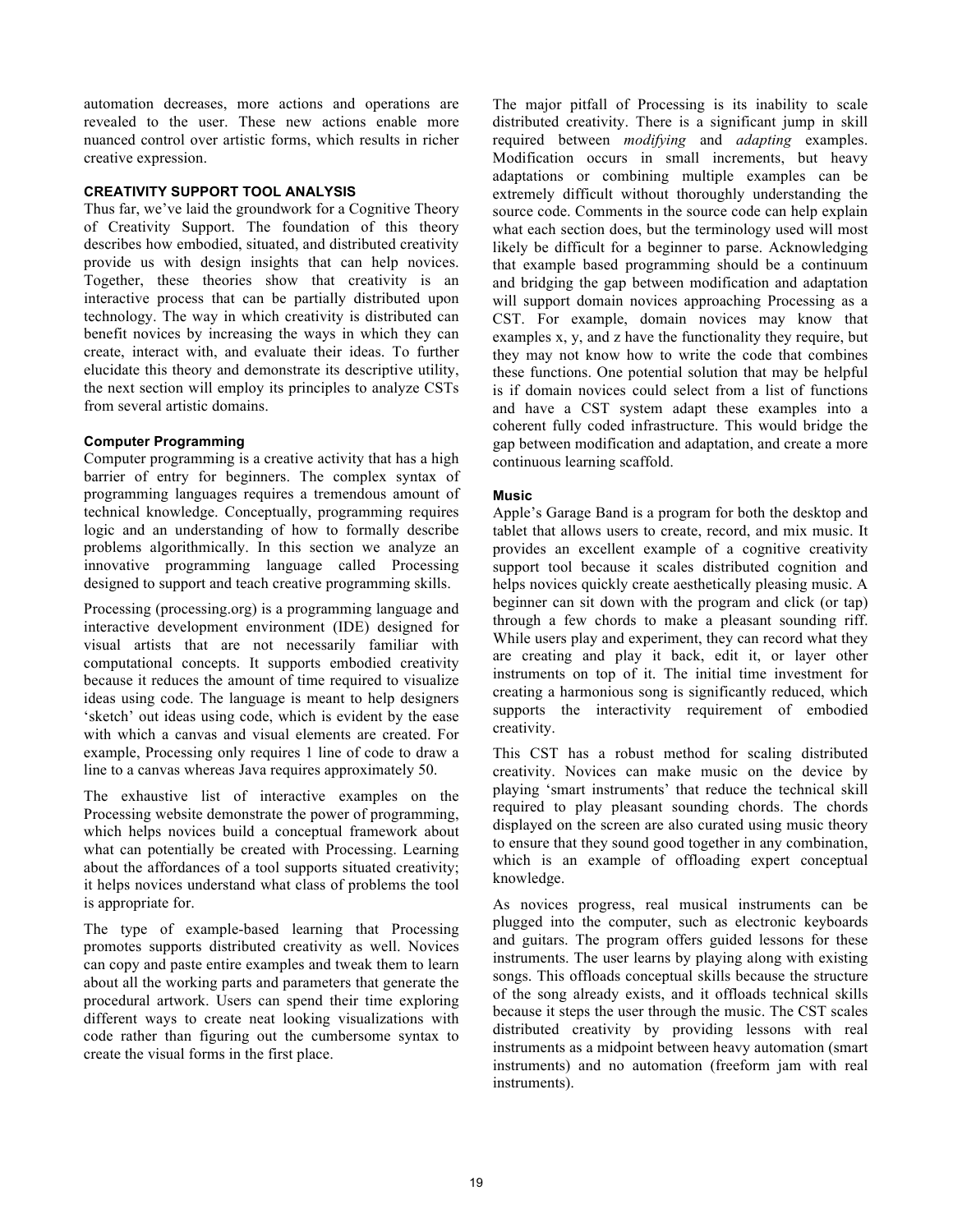automation decreases, more actions and operations are revealed to the user. These new actions enable more nuanced control over artistic forms, which results in richer creative expression.

## CREATIVITY SUPPORT TOOL ANALYSIS

Thus far, we've laid the groundwork for a Cognitive Theory of Creativity Support. The foundation of this theory describes how embodied, situated, and distributed creativity provide us with design insights that can help novices. Together, these theories show that creativity is an interactive process that can be partially distributed upon technology. The way in which creativity is distributed can benefit novices by increasing the ways in which they can create, interact with, and evaluate their ideas. To further elucidate this theory and demonstrate its descriptive utility, the next section will employ its principles to analyze CSTs from several artistic domains.

### Computer Programming

Computer programming is a creative activity that has a high barrier of entry for beginners. The complex syntax of programming languages requires a tremendous amount of technical knowledge. Conceptually, programming requires logic and an understanding of how to formally describe problems algorithmically. In this section we analyze an innovative programming language called Processing designed to support and teach creative programming skills.

Processing (processing.org) is a programming language and interactive development environment (IDE) designed for visual artists that are not necessarily familiar with computational concepts. It supports embodied creativity because it reduces the amount of time required to visualize ideas using code. The language is meant to help designers 'sketch' out ideas using code, which is evident by the ease with which a canvas and visual elements are created. For example, Processing only requires 1 line of code to draw a line to a canvas whereas Java requires approximately 50.

The exhaustive list of interactive examples on the Processing website demonstrate the power of programming, which helps novices build a conceptual framework about what can potentially be created with Processing. Learning about the affordances of a tool supports situated creativity; it helps novices understand what class of problems the tool is appropriate for.

The type of example-based learning that Processing promotes supports distributed creativity as well. Novices can copy and paste entire examples and tweak them to learn about all the working parts and parameters that generate the procedural artwork. Users can spend their time exploring different ways to create neat looking visualizations with code rather than figuring out the cumbersome syntax to create the visual forms in the first place.

The major pitfall of Processing is its inability to scale distributed creativity. There is a significant jump in skill required between *modifying* and *adapting* examples. Modification occurs in small increments, but heavy adaptations or combining multiple examples can be extremely difficult without thoroughly understanding the source code. Comments in the source code can help explain what each section does, but the terminology used will most likely be difficult for a beginner to parse. Acknowledging that example based programming should be a continuum and bridging the gap between modification and adaptation will support domain novices approaching Processing as a CST. For example, domain novices may know that examples x, y, and z have the functionality they require, but they may not know how to write the code that combines these functions. One potential solution that may be helpful is if domain novices could select from a list of functions and have a CST system adapt these examples into a coherent fully coded infrastructure. This would bridge the gap between modification and adaptation, and create a more continuous learning scaffold.

### Music

Apple's Garage Band is a program for both the desktop and tablet that allows users to create, record, and mix music. It provides an excellent example of a cognitive creativity support tool because it scales distributed cognition and helps novices quickly create aesthetically pleasing music. A beginner can sit down with the program and click (or tap) through a few chords to make a pleasant sounding riff. While users play and experiment, they can record what they are creating and play it back, edit it, or layer other instruments on top of it. The initial time investment for creating a harmonious song is significantly reduced, which supports the interactivity requirement of embodied creativity.

This CST has a robust method for scaling distributed creativity. Novices can make music on the device by playing 'smart instruments' that reduce the technical skill required to play pleasant sounding chords. The chords displayed on the screen are also curated using music theory to ensure that they sound good together in any combination, which is an example of offloading expert conceptual knowledge.

As novices progress, real musical instruments can be plugged into the computer, such as electronic keyboards and guitars. The program offers guided lessons for these instruments. The user learns by playing along with existing songs. This offloads conceptual skills because the structure of the song already exists, and it offloads technical skills because it steps the user through the music. The CST scales distributed creativity by providing lessons with real instruments as a midpoint between heavy automation (smart instruments) and no automation (freeform jam with real instruments).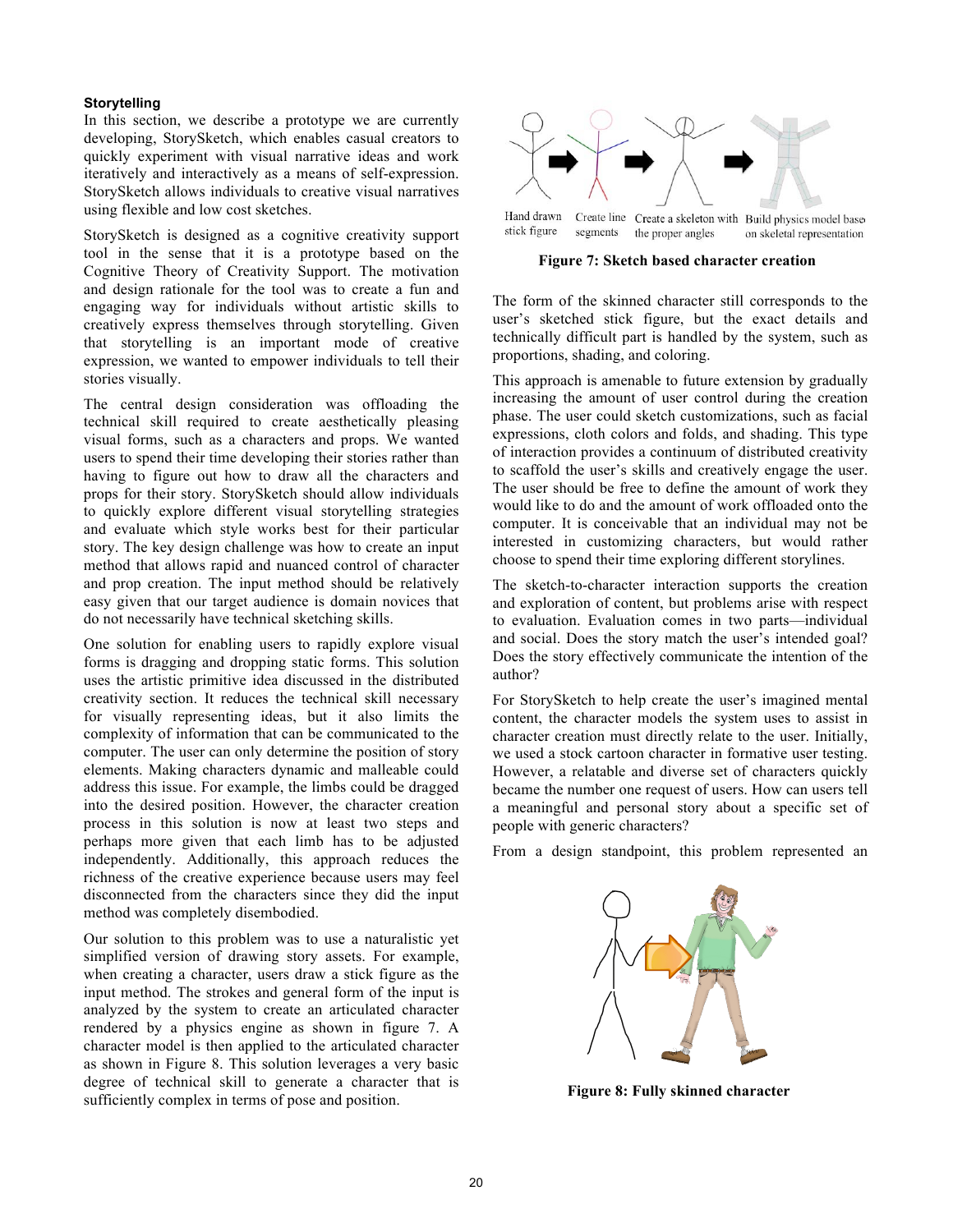#### Storytelling

In this section, we describe a prototype we are currently developing, StorySketch, which enables casual creators to quickly experiment with visual narrative ideas and work iteratively and interactively as a means of self-expression. StorySketch allows individuals to creative visual narratives using flexible and low cost sketches.

StorySketch is designed as a cognitive creativity support tool in the sense that it is a prototype based on the Cognitive Theory of Creativity Support. The motivation and design rationale for the tool was to create a fun and engaging way for individuals without artistic skills to creatively express themselves through storytelling. Given that storytelling is an important mode of creative expression, we wanted to empower individuals to tell their stories visually.

The central design consideration was offloading the technical skill required to create aesthetically pleasing visual forms, such as a characters and props. We wanted users to spend their time developing their stories rather than having to figure out how to draw all the characters and props for their story. StorySketch should allow individuals to quickly explore different visual storytelling strategies and evaluate which style works best for their particular story. The key design challenge was how to create an input method that allows rapid and nuanced control of character and prop creation. The input method should be relatively easy given that our target audience is domain novices that do not necessarily have technical sketching skills.

One solution for enabling users to rapidly explore visual forms is dragging and dropping static forms. This solution uses the artistic primitive idea discussed in the distributed creativity section. It reduces the technical skill necessary for visually representing ideas, but it also limits the complexity of information that can be communicated to the computer. The user can only determine the position of story elements. Making characters dynamic and malleable could address this issue. For example, the limbs could be dragged into the desired position. However, the character creation process in this solution is now at least two steps and perhaps more given that each limb has to be adjusted independently. Additionally, this approach reduces the richness of the creative experience because users may feel disconnected from the characters since they did the input method was completely disembodied.

Our solution to this problem was to use a naturalistic yet simplified version of drawing story assets. For example, when creating a character, users draw a stick figure as the input method. The strokes and general form of the input is analyzed by the system to create an articulated character rendered by a physics engine as shown in figure 7. A character model is then applied to the articulated character as shown in Figure 8. This solution leverages a very basic degree of technical skill to generate a character that is sufficiently complex in terms of pose and position.

Hand drawn stick figure → Create line segments → Create a skeleton with the proper angles → Build physics model based on skeletal representation

**Figure 7: Sketch based character creation**

The form of the skinned character still corresponds to the user's sketched stick figure, but the exact details and technically difficult part is handled by the system, such as proportions, shading, and coloring.

This approach is amenable to future extension by gradually increasing the amount of user control during the creation phase. The user could sketch customizations, such as facial expressions, cloth colors and folds, and shading. This type of interaction provides a continuum of distributed creativity to scaffold the user's skills and creatively engage the user. The user should be free to define the amount of work they would like to do and the amount of work offloaded onto the computer. It is conceivable that an individual may not be interested in customizing characters, but would rather choose to spend their time exploring different storylines.

The sketch-to-character interaction supports the creation and exploration of content, but problems arise with respect to evaluation. Evaluation comes in two parts—individual and social. Does the story match the user's intended goal? Does the story effectively communicate the intention of the author?

For StorySketch to help create the user's imagined mental content, the character models the system uses to assist in character creation must directly relate to the user. Initially, we used a stock cartoon character in formative user testing. However, a relatable and diverse set of characters quickly became the number one request of users. How can users tell a meaningful and personal story about a specific set of people with generic characters?

From a design standpoint, this problem represented an

**Figure 8: Fully skinned character**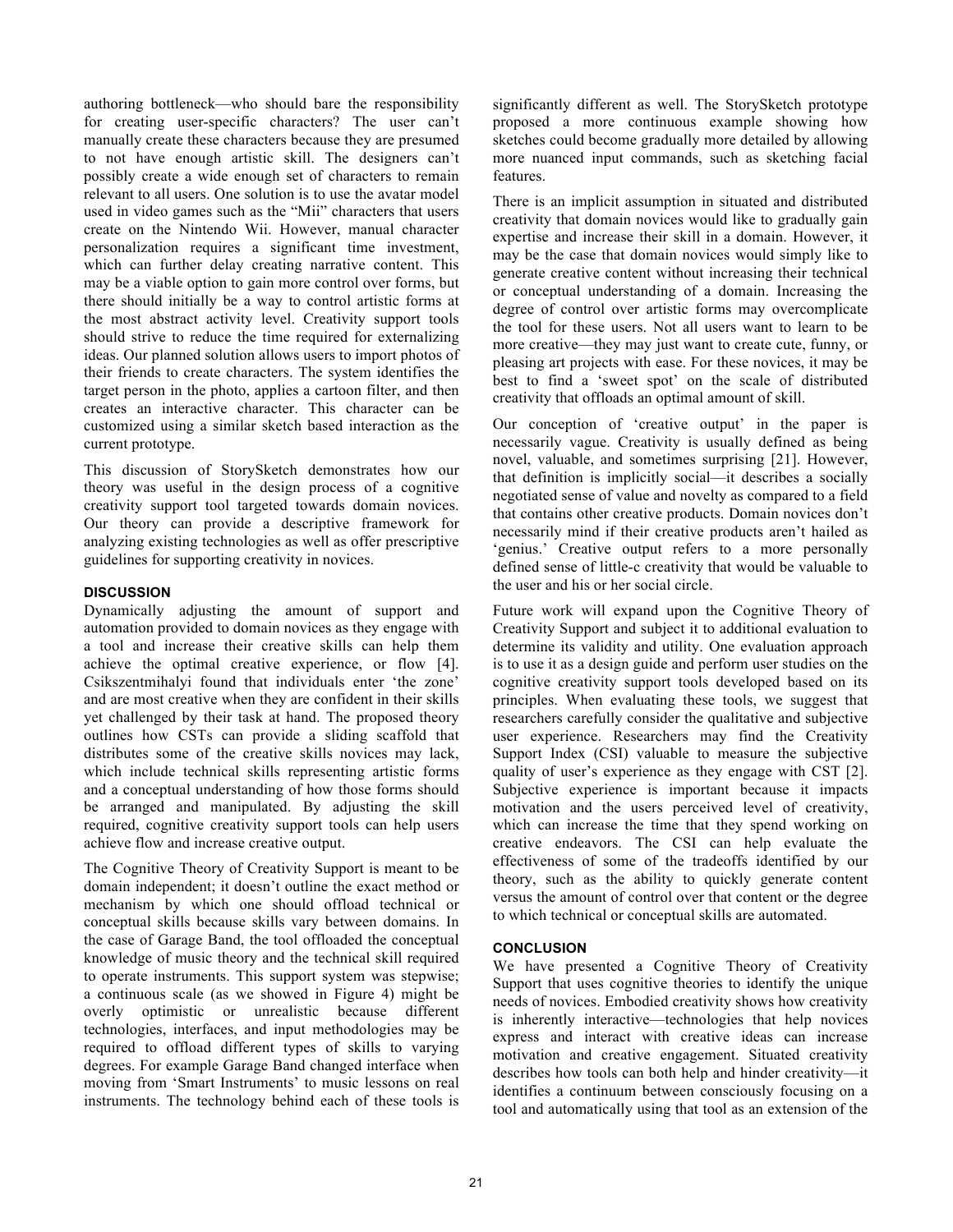authoring bottleneck—who should bare the responsibility for creating user-specific characters? The user can't manually create these characters because they are presumed to not have enough artistic skill. The designers can't possibly create a wide enough set of characters to remain relevant to all users. One solution is to use the avatar model used in video games such as the "Mii" characters that users create on the Nintendo Wii. However, manual character personalization requires a significant time investment, which can further delay creating narrative content. This may be a viable option to gain more control over forms, but there should initially be a way to control artistic forms at the most abstract activity level. Creativity support tools should strive to reduce the time required for externalizing ideas. Our planned solution allows users to import photos of their friends to create characters. The system identifies the target person in the photo, applies a cartoon filter, and then creates an interactive character. This character can be customized using a similar sketch based interaction as the current prototype.

This discussion of StorySketch demonstrates how our theory was useful in the design process of a cognitive creativity support tool targeted towards domain novices. Our theory can provide a descriptive framework for analyzing existing technologies as well as offer prescriptive guidelines for supporting creativity in novices.

## DISCUSSION

Dynamically adjusting the amount of support and automation provided to domain novices as they engage with a tool and increase their creative skills can help them achieve the optimal creative experience, or flow [4]. Csikszentmihalyi found that individuals enter 'the zone' and are most creative when they are confident in their skills yet challenged by their task at hand. The proposed theory outlines how CSTs can provide a sliding scaffold that distributes some of the creative skills novices may lack, which include technical skills representing artistic forms and a conceptual understanding of how those forms should be arranged and manipulated. By adjusting the skill required, cognitive creativity support tools can help users achieve flow and increase creative output.

The Cognitive Theory of Creativity Support is meant to be domain independent; it doesn't outline the exact method or mechanism by which one should offload technical or conceptual skills because skills vary between domains. In the case of Garage Band, the tool offloaded the conceptual knowledge of music theory and the technical skill required to operate instruments. This support system was stepwise; a continuous scale (as we showed in Figure 4) might be overly optimistic or unrealistic because different technologies, interfaces, and input methodologies may be required to offload different types of skills to varying degrees. For example Garage Band changed interface when moving from 'Smart Instruments' to music lessons on real instruments. The technology behind each of these tools is significantly different as well. The StorySketch prototype proposed a more continuous example showing how sketches could become gradually more detailed by allowing more nuanced input commands, such as sketching facial features.

There is an implicit assumption in situated and distributed creativity that domain novices would like to gradually gain expertise and increase their skill in a domain. However, it may be the case that domain novices would simply like to generate creative content without increasing their technical or conceptual understanding of a domain. Increasing the degree of control over artistic forms may overcomplicate the tool for these users. Not all users want to learn to be more creative—they may just want to create cute, funny, or pleasing art projects with ease. For these novices, it may be best to find a 'sweet spot' on the scale of distributed creativity that offloads an optimal amount of skill.

Our conception of 'creative output' in the paper is necessarily vague. Creativity is usually defined as being novel, valuable, and sometimes surprising [21]. However, that definition is implicitly social—it describes a socially negotiated sense of value and novelty as compared to a field that contains other creative products. Domain novices don't necessarily mind if their creative products aren't hailed as 'genius.' Creative output refers to a more personally defined sense of little-c creativity that would be valuable to the user and his or her social circle.

Future work will expand upon the Cognitive Theory of Creativity Support and subject it to additional evaluation to determine its validity and utility. One evaluation approach is to use it as a design guide and perform user studies on the cognitive creativity support tools developed based on its principles. When evaluating these tools, we suggest that researchers carefully consider the qualitative and subjective user experience. Researchers may find the Creativity Support Index (CSI) valuable to measure the subjective quality of user's experience as they engage with CST [2]. Subjective experience is important because it impacts motivation and the users perceived level of creativity, which can increase the time that they spend working on creative endeavors. The CSI can help evaluate the effectiveness of some of the tradeoffs identified by our theory, such as the ability to quickly generate content versus the amount of control over that content or the degree to which technical or conceptual skills are automated.

## CONCLUSION

We have presented a Cognitive Theory of Creativity Support that uses cognitive theories to identify the unique needs of novices. Embodied creativity shows how creativity is inherently interactive—technologies that help novices express and interact with creative ideas can increase motivation and creative engagement. Situated creativity describes how tools can both help and hinder creativity—it identifies a continuum between consciously focusing on a tool and automatically using that tool as an extension of the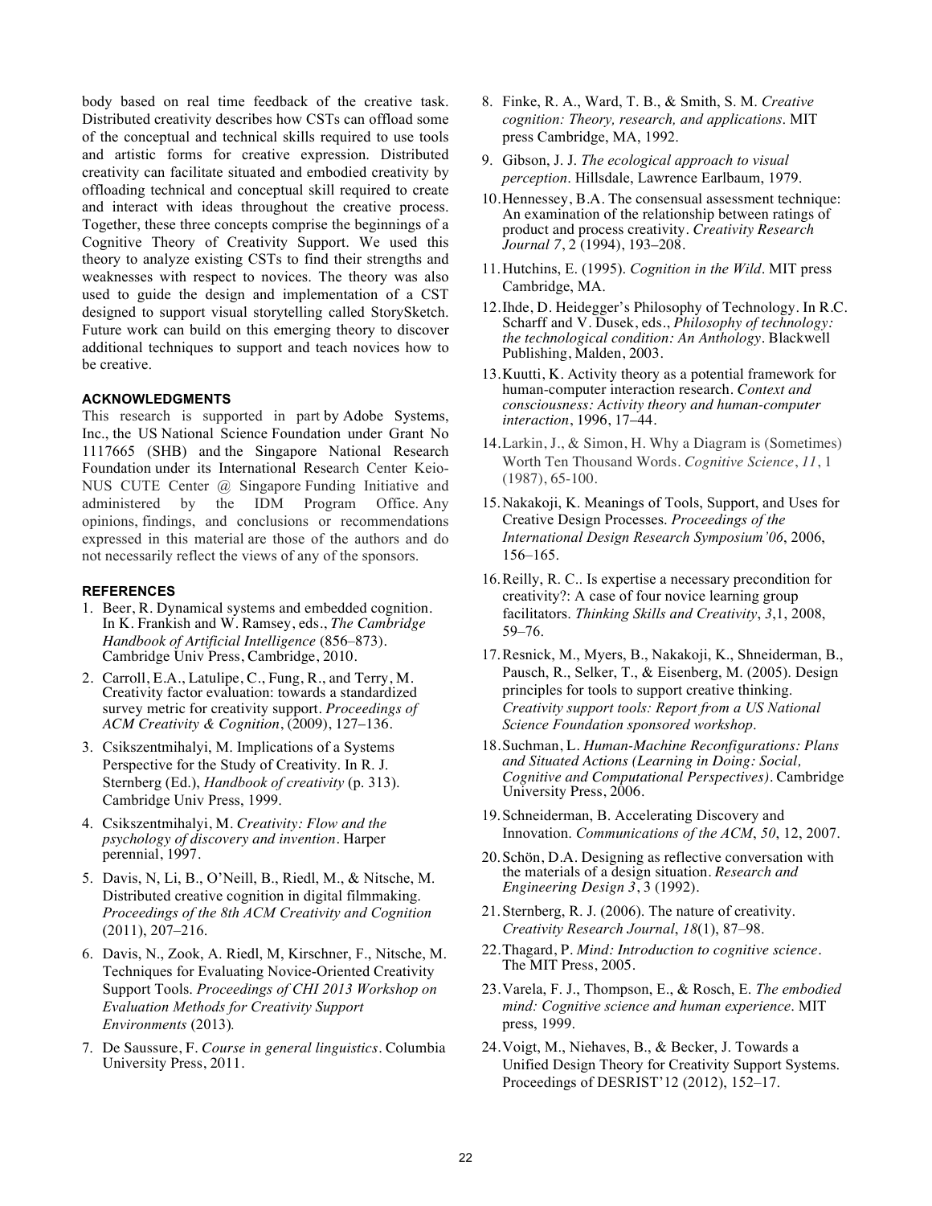body based on real time feedback of the creative task. Distributed creativity describes how CSTs can offload some of the conceptual and technical skills required to use tools and artistic forms for creative expression. Distributed creativity can facilitate situated and embodied creativity by offloading technical and conceptual skill required to create and interact with ideas throughout the creative process. Together, these three concepts comprise the beginnings of a Cognitive Theory of Creativity Support. We used this theory to analyze existing CSTs to find their strengths and weaknesses with respect to novices. The theory was also used to guide the design and implementation of a CST designed to support visual storytelling called StorySketch. Future work can build on this emerging theory to discover additional techniques to support and teach novices how to be creative.

## ACKNOWLEDGMENTS

This research is supported in part by Adobe Systems, Inc., the US National Science Foundation under Grant No 1117665 (SHB) and the Singapore National Research Foundation under its International Research Center Keio-NUS CUTE Center @ Singapore Funding Initiative and administered by the IDM Program Office. Any opinions, findings, and conclusions or recommendations expressed in this material are those of the authors and do not necessarily reflect the views of any of the sponsors.

## REFERENCES

1. Beer, R. Dynamical systems and embedded cognition. In K. Frankish and W. Ramsey, eds., *The Cambridge Handbook of Artificial Intelligence* (856–873). Cambridge Univ Press, Cambridge, 2010.
2. Carroll, E.A., Latulipe, C., Fung, R., and Terry, M. Creativity factor evaluation: towards a standardized survey metric for creativity support. *Proceedings of ACM Creativity & Cognition*, (2009), 127–136.
3. Csikszentmihalyi, M. Implications of a Systems Perspective for the Study of Creativity. In R. J. Sternberg (Ed.), *Handbook of creativity* (p. 313). Cambridge Univ Press, 1999.
4. Csikszentmihalyi, M. *Creativity: Flow and the psychology of discovery and invention*. Harper perennial, 1997.
5. Davis, N, Li, B., O'Neill, B., Riedl, M., & Nitsche, M. Distributed creative cognition in digital filmmaking. *Proceedings of the 8th ACM Creativity and Cognition* (2011), 207–216.
6. Davis, N., Zook, A. Riedl, M, Kirschner, F., Nitsche, M. Techniques for Evaluating Novice-Oriented Creativity Support Tools. *Proceedings of CHI 2013 Workshop on Evaluation Methods for Creativity Support Environments* (2013).
7. De Saussure, F. *Course in general linguistics*. Columbia University Press, 2011.
8. Finke, R. A., Ward, T. B., & Smith, S. M. *Creative cognition: Theory, research, and applications*. MIT press Cambridge, MA, 1992.
9. Gibson, J. J. *The ecological approach to visual perception*. Hillsdale, Lawrence Earlbaum, 1979.
10. Hennessey, B.A. The consensual assessment technique: An examination of the relationship between ratings of product and process creativity. *Creativity Research Journal 7*, 2 (1994), 193–208.
11. Hutchins, E. (1995). *Cognition in the Wild*. MIT press Cambridge, MA.
12. Ihde, D. Heidegger's Philosophy of Technology. In R.C. Scharff and V. Dusek, eds., *Philosophy of technology: the technological condition: An Anthology*. Blackwell Publishing, Malden, 2003.
13. Kuutti, K. Activity theory as a potential framework for human-computer interaction research. *Context and consciousness: Activity theory and human-computer interaction*, 1996, 17–44.
14. Larkin, J., & Simon, H. Why a Diagram is (Sometimes) Worth Ten Thousand Words. *Cognitive Science*, *11*, 1 (1987), 65-100.
15. Nakakoji, K. Meanings of Tools, Support, and Uses for Creative Design Processes. *Proceedings of the International Design Research Symposium'06*, 2006, 156–165.
16. Reilly, R. C.. Is expertise a necessary precondition for creativity?: A case of four novice learning group facilitators. *Thinking Skills and Creativity*, *3*,1, 2008, 59–76.
17. Resnick, M., Myers, B., Nakakoji, K., Shneiderman, B., Pausch, R., Selker, T., & Eisenberg, M. (2005). Design principles for tools to support creative thinking. *Creativity support tools: Report from a US National Science Foundation sponsored workshop*.
18. Suchman, L. *Human-Machine Reconfigurations: Plans and Situated Actions (Learning in Doing: Social, Cognitive and Computational Perspectives)*. Cambridge University Press, 2006.
19. Schneiderman, B. Accelerating Discovery and Innovation. *Communications of the ACM*, *50*, 12, 2007.
20. Schön, D.A. Designing as reflective conversation with the materials of a design situation. *Research and Engineering Design 3*, 3 (1992).
21. Sternberg, R. J. (2006). The nature of creativity. *Creativity Research Journal*, *18*(1), 87–98.
22. Thagard, P. *Mind: Introduction to cognitive science*. The MIT Press, 2005.
23. Varela, F. J., Thompson, E., & Rosch, E. *The embodied mind: Cognitive science and human experience*. MIT press, 1999.
24. Voigt, M., Niehaves, B., & Becker, J. Towards a Unified Design Theory for Creativity Support Systems. Proceedings of DESRIST'12 (2012), 152–17.